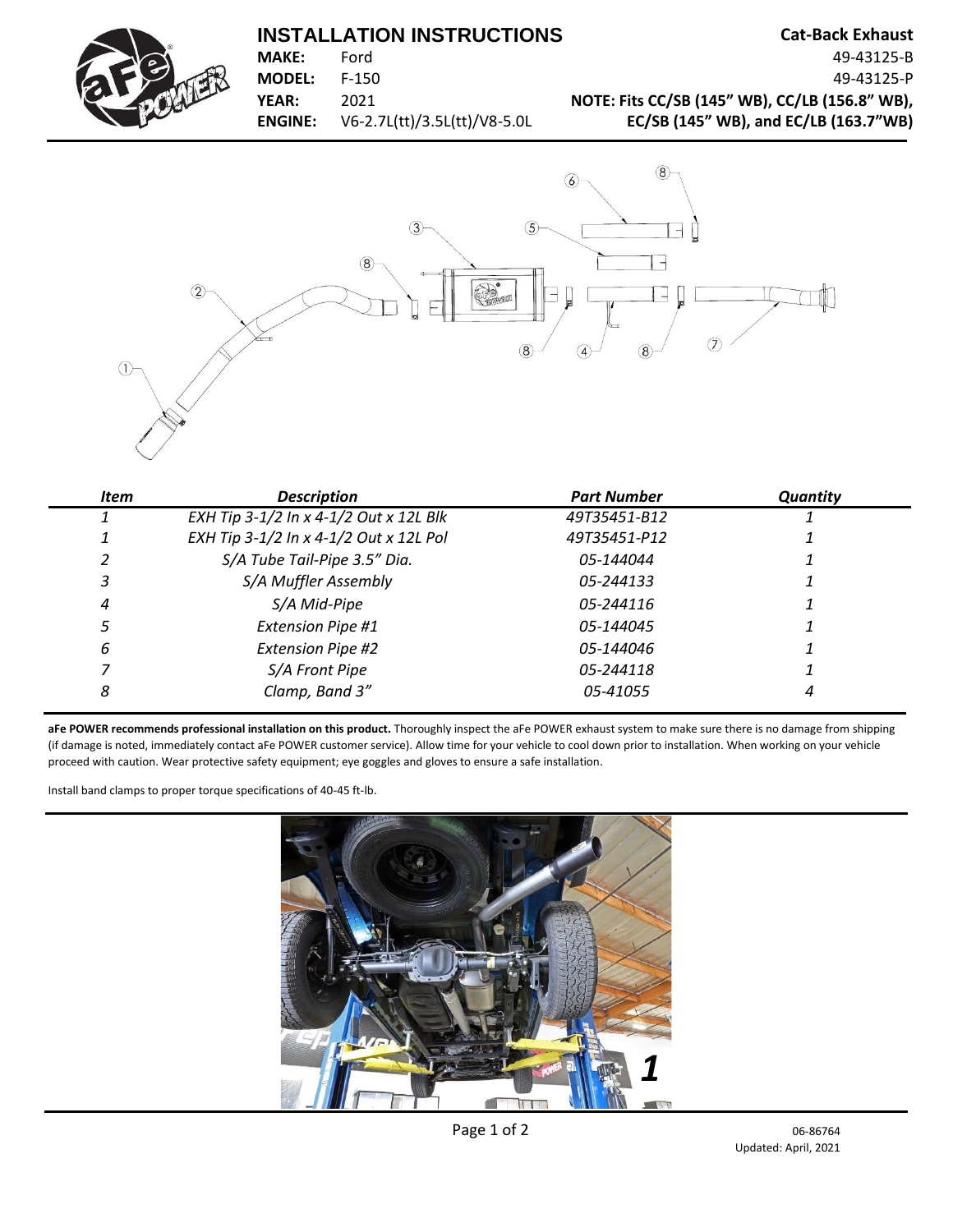# INSTALLATION INSTRUCTIONS

**Cat-Back Exhaust**

49-43125-B
49-43125-P

**MAKE:** Ford
**MODEL:** F-150
**YEAR:** 2021
**ENGINE:** V6-2.7L(tt)/3.5L(tt)/V8-5.0L

**NOTE: Fits CC/SB (145" WB), CC/LB (156.8" WB), EC/SB (145" WB), and EC/LB (163.7"WB)**

| *Item* | *Description* | *Part Number* | *Quantity* |
|---|---|---|---|
| *1* | *EXH Tip 3-1/2 In x 4-1/2 Out x 12L Blk* | *49T35451-B12* | *1* |
| *1* | *EXH Tip 3-1/2 In x 4-1/2 Out x 12L Pol* | *49T35451-P12* | *1* |
| *2* | *S/A Tube Tail-Pipe 3.5" Dia.* | *05-144044* | *1* |
| *3* | *S/A Muffler Assembly* | *05-244133* | *1* |
| *4* | *S/A Mid-Pipe* | *05-244116* | *1* |
| *5* | *Extension Pipe #1* | *05-144045* | *1* |
| *6* | *Extension Pipe #2* | *05-144046* | *1* |
| *7* | *S/A Front Pipe* | *05-244118* | *1* |
| *8* | *Clamp, Band 3"* | *05-41055* | *4* |

**aFe POWER recommends professional installation on this product.** Thoroughly inspect the aFe POWER exhaust system to make sure there is no damage from shipping (if damage is noted, immediately contact aFe POWER customer service). Allow time for your vehicle to cool down prior to installation. When working on your vehicle proceed with caution. Wear protective safety equipment; eye goggles and gloves to ensure a safe installation.

Install band clamps to proper torque specifications of 40-45 ft-lb.

06-86764
Updated: April, 2021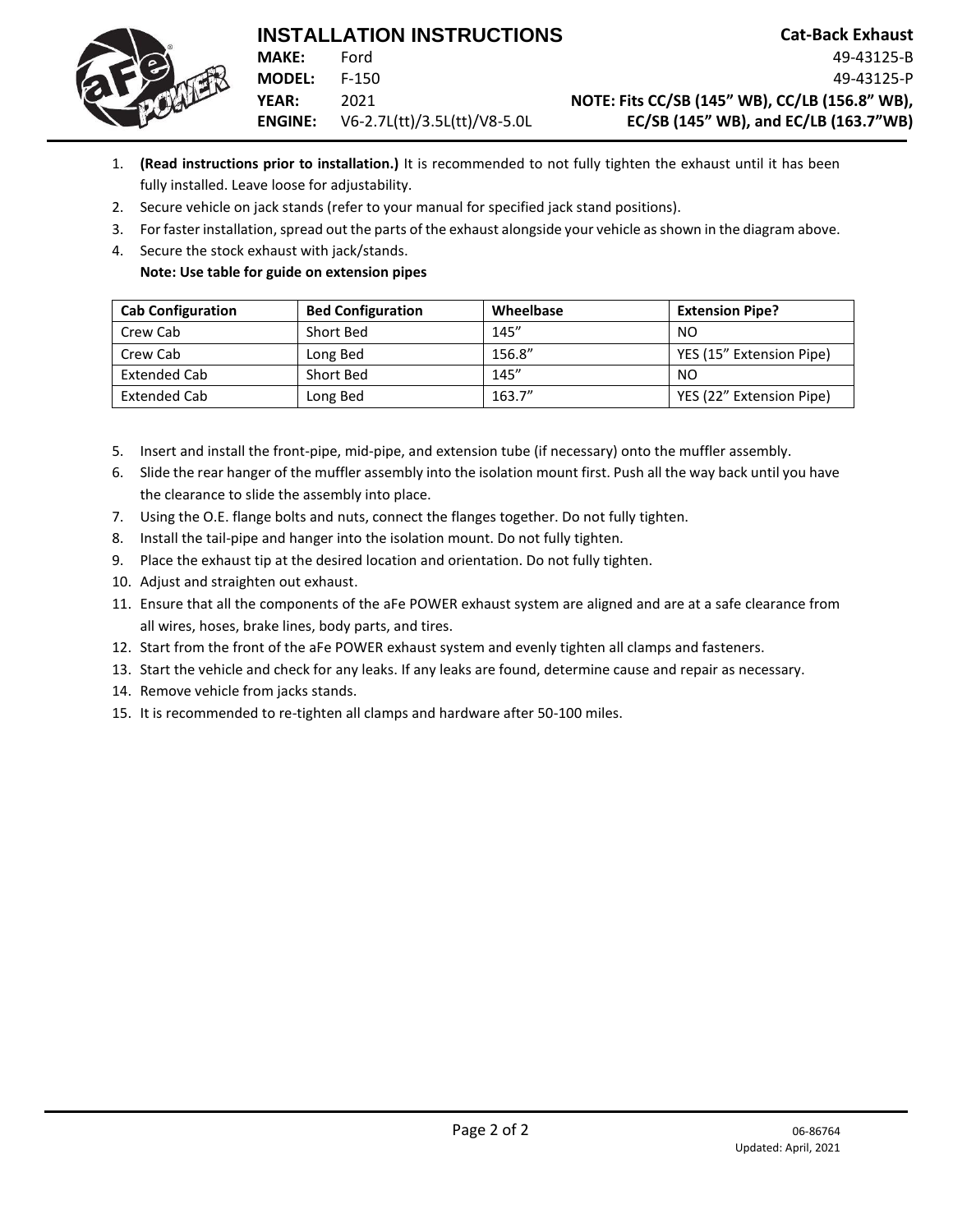# INSTALLATION INSTRUCTIONS

**Cat-Back Exhaust**

**MAKE:** Ford
**MODEL:** F-150
**YEAR:** 2021
**ENGINE:** V6-2.7L(tt)/3.5L(tt)/V8-5.0L

49-43125-B
49-43125-P
**NOTE: Fits CC/SB (145" WB), CC/LB (156.8" WB), EC/SB (145" WB), and EC/LB (163.7"WB)**

1. **(Read instructions prior to installation.)** It is recommended to not fully tighten the exhaust until it has been fully installed. Leave loose for adjustability.
2. Secure vehicle on jack stands (refer to your manual for specified jack stand positions).
3. For faster installation, spread out the parts of the exhaust alongside your vehicle as shown in the diagram above.
4. Secure the stock exhaust with jack/stands.
   **Note: Use table for guide on extension pipes**

| Cab Configuration | Bed Configuration | Wheelbase | Extension Pipe? |
|---|---|---|---|
| Crew Cab | Short Bed | 145" | NO |
| Crew Cab | Long Bed | 156.8" | YES (15" Extension Pipe) |
| Extended Cab | Short Bed | 145" | NO |
| Extended Cab | Long Bed | 163.7" | YES (22" Extension Pipe) |

5. Insert and install the front-pipe, mid-pipe, and extension tube (if necessary) onto the muffler assembly.
6. Slide the rear hanger of the muffler assembly into the isolation mount first. Push all the way back until you have the clearance to slide the assembly into place.
7. Using the O.E. flange bolts and nuts, connect the flanges together. Do not fully tighten.
8. Install the tail-pipe and hanger into the isolation mount. Do not fully tighten.
9. Place the exhaust tip at the desired location and orientation. Do not fully tighten.
10. Adjust and straighten out exhaust.
11. Ensure that all the components of the aFe POWER exhaust system are aligned and are at a safe clearance from all wires, hoses, brake lines, body parts, and tires.
12. Start from the front of the aFe POWER exhaust system and evenly tighten all clamps and fasteners.
13. Start the vehicle and check for any leaks. If any leaks are found, determine cause and repair as necessary.
14. Remove vehicle from jacks stands.
15. It is recommended to re-tighten all clamps and hardware after 50-100 miles.

06-86764
Updated: April, 2021